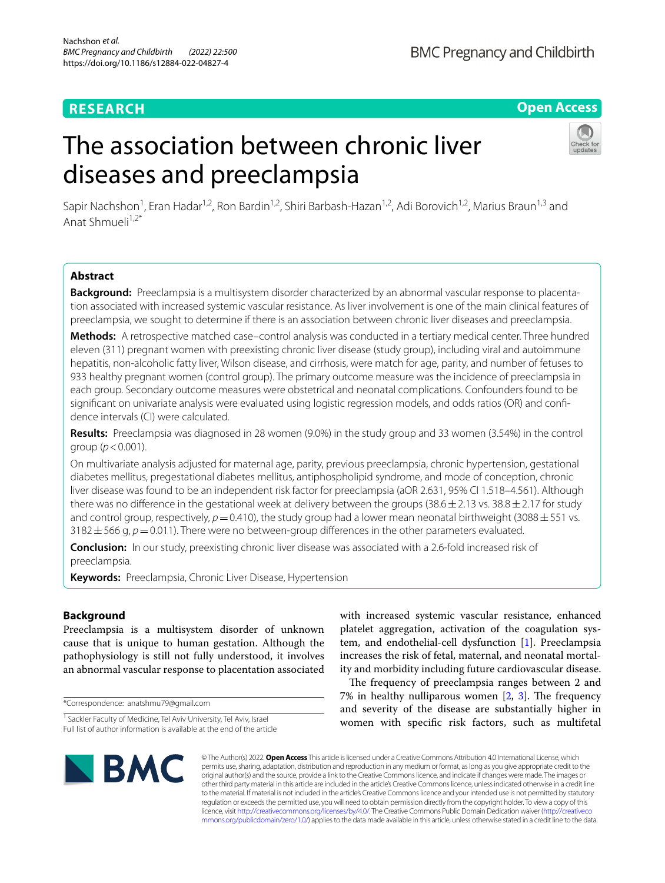RESEARCH

Open Access

# The association between chronic liver diseases and preeclampsia

Sapir Nachshon[1], Eran Hadar[1,2], Ron Bardin[1,2], Shiri Barbash-Hazan[1,2], Adi Borovich[1,2], Marius Braun[1,3] and Anat Shmueli[1,2*]

## Abstract

**Background:** Preeclampsia is a multisystem disorder characterized by an abnormal vascular response to placentation associated with increased systemic vascular resistance. As liver involvement is one of the main clinical features of preeclampsia, we sought to determine if there is an association between chronic liver diseases and preeclampsia.

**Methods:** A retrospective matched case–control analysis was conducted in a tertiary medical center. Three hundred eleven (311) pregnant women with preexisting chronic liver disease (study group), including viral and autoimmune hepatitis, non-alcoholic fatty liver, Wilson disease, and cirrhosis, were match for age, parity, and number of fetuses to 933 healthy pregnant women (control group). The primary outcome measure was the incidence of preeclampsia in each group. Secondary outcome measures were obstetrical and neonatal complications. Confounders found to be significant on univariate analysis were evaluated using logistic regression models, and odds ratios (OR) and confidence intervals (CI) were calculated.

**Results:** Preeclampsia was diagnosed in 28 women (9.0%) in the study group and 33 women (3.54%) in the control group ($p < 0.001$).

On multivariate analysis adjusted for maternal age, parity, previous preeclampsia, chronic hypertension, gestational diabetes mellitus, pregestational diabetes mellitus, antiphospholipid syndrome, and mode of conception, chronic liver disease was found to be an independent risk factor for preeclampsia (aOR 2.631, 95% CI 1.518–4.561). Although there was no difference in the gestational week at delivery between the groups ($38.6 \pm 2.13$ vs. $38.8 \pm 2.17$ for study and control group, respectively, $p = 0.410$), the study group had a lower mean neonatal birthweight ($3088 \pm 551$ vs. $3182 \pm 566$ g, $p = 0.011$). There were no between-group differences in the other parameters evaluated.

**Conclusion:** In our study, preexisting chronic liver disease was associated with a 2.6-fold increased risk of preeclampsia.

**Keywords:** Preeclampsia, Chronic Liver Disease, Hypertension

## Background

Preeclampsia is a multisystem disorder of unknown cause that is unique to human gestation. Although the pathophysiology is still not fully understood, it involves an abnormal vascular response to placentation associated with increased systemic vascular resistance, enhanced platelet aggregation, activation of the coagulation system, and endothelial-cell dysfunction [1]. Preeclampsia increases the risk of fetal, maternal, and neonatal mortality and morbidity including future cardiovascular disease.

The frequency of preeclampsia ranges between 2 and 7% in healthy nulliparous women [2, 3]. The frequency and severity of the disease are substantially higher in women with specific risk factors, such as multifetal

*Correspondence: anatshmu79@gmail.com

[1] Sackler Faculty of Medicine, Tel Aviv University, Tel Aviv, Israel
Full list of author information is available at the end of the article

© The Author(s) 2022. **Open Access** This article is licensed under a Creative Commons Attribution 4.0 International License, which permits use, sharing, adaptation, distribution and reproduction in any medium or format, as long as you give appropriate credit to the original author(s) and the source, provide a link to the Creative Commons licence, and indicate if changes were made. The images or other third party material in this article are included in the article's Creative Commons licence, unless indicated otherwise in a credit line to the material. If material is not included in the article's Creative Commons licence and your intended use is not permitted by statutory regulation or exceeds the permitted use, you will need to obtain permission directly from the copyright holder. To view a copy of this licence, visit http://creativecommons.org/licenses/by/4.0/. The Creative Commons Public Domain Dedication waiver (http://creativecommons.org/publicdomain/zero/1.0/) applies to the data made available in this article, unless otherwise stated in a credit line to the data.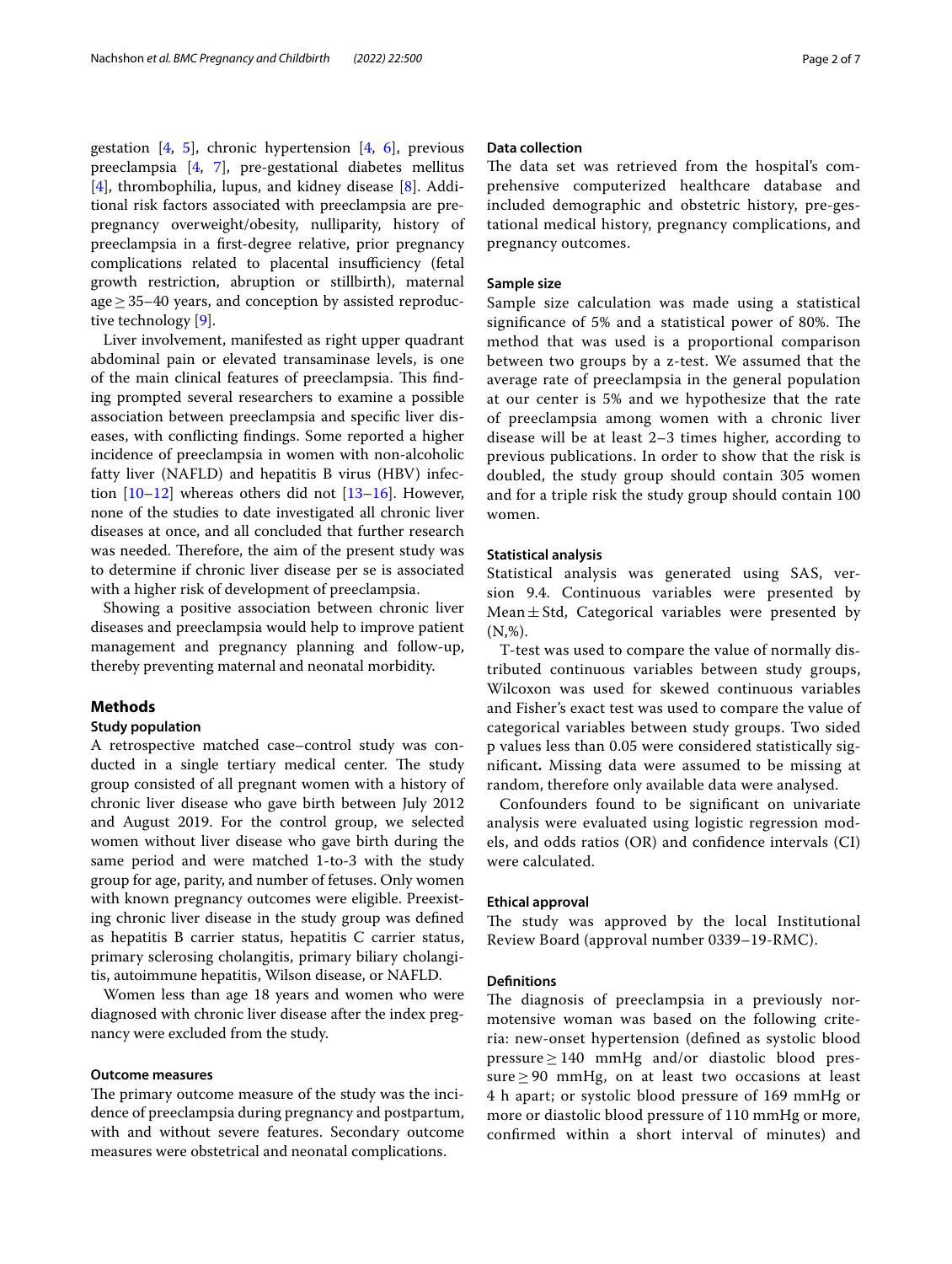gestation [4, 5], chronic hypertension [4, 6], previous preeclampsia [4, 7], pre-gestational diabetes mellitus [4], thrombophilia, lupus, and kidney disease [8]. Additional risk factors associated with preeclampsia are pre-pregnancy overweight/obesity, nulliparity, history of preeclampsia in a first-degree relative, prior pregnancy complications related to placental insufficiency (fetal growth restriction, abruption or stillbirth), maternal age ≥ 35–40 years, and conception by assisted reproductive technology [9].

Liver involvement, manifested as right upper quadrant abdominal pain or elevated transaminase levels, is one of the main clinical features of preeclampsia. This finding prompted several researchers to examine a possible association between preeclampsia and specific liver diseases, with conflicting findings. Some reported a higher incidence of preeclampsia in women with non-alcoholic fatty liver (NAFLD) and hepatitis B virus (HBV) infection [10–12] whereas others did not [13–16]. However, none of the studies to date investigated all chronic liver diseases at once, and all concluded that further research was needed. Therefore, the aim of the present study was to determine if chronic liver disease per se is associated with a higher risk of development of preeclampsia.

Showing a positive association between chronic liver diseases and preeclampsia would help to improve patient management and pregnancy planning and follow-up, thereby preventing maternal and neonatal morbidity.

## Methods

### Study population

A retrospective matched case–control study was conducted in a single tertiary medical center. The study group consisted of all pregnant women with a history of chronic liver disease who gave birth between July 2012 and August 2019. For the control group, we selected women without liver disease who gave birth during the same period and were matched 1-to-3 with the study group for age, parity, and number of fetuses. Only women with known pregnancy outcomes were eligible. Preexisting chronic liver disease in the study group was defined as hepatitis B carrier status, hepatitis C carrier status, primary sclerosing cholangitis, primary biliary cholangitis, autoimmune hepatitis, Wilson disease, or NAFLD.

Women less than age 18 years and women who were diagnosed with chronic liver disease after the index pregnancy were excluded from the study.

### Outcome measures

The primary outcome measure of the study was the incidence of preeclampsia during pregnancy and postpartum, with and without severe features. Secondary outcome measures were obstetrical and neonatal complications.

### Data collection

The data set was retrieved from the hospital's comprehensive computerized healthcare database and included demographic and obstetric history, pre-gestational medical history, pregnancy complications, and pregnancy outcomes.

### Sample size

Sample size calculation was made using a statistical significance of 5% and a statistical power of 80%. The method that was used is a proportional comparison between two groups by a z-test. We assumed that the average rate of preeclampsia in the general population at our center is 5% and we hypothesize that the rate of preeclampsia among women with a chronic liver disease will be at least 2–3 times higher, according to previous publications. In order to show that the risk is doubled, the study group should contain 305 women and for a triple risk the study group should contain 100 women.

### Statistical analysis

Statistical analysis was generated using SAS, version 9.4. Continuous variables were presented by Mean ± Std, Categorical variables were presented by (N,%).

T-test was used to compare the value of normally distributed continuous variables between study groups, Wilcoxon was used for skewed continuous variables and Fisher's exact test was used to compare the value of categorical variables between study groups. Two sided p values less than 0.05 were considered statistically significant**.** Missing data were assumed to be missing at random, therefore only available data were analysed.

Confounders found to be significant on univariate analysis were evaluated using logistic regression models, and odds ratios (OR) and confidence intervals (CI) were calculated.

### Ethical approval

The study was approved by the local Institutional Review Board (approval number 0339–19-RMC).

### Definitions

The diagnosis of preeclampsia in a previously normotensive woman was based on the following criteria: new-onset hypertension (defined as systolic blood pressure ≥ 140 mmHg and/or diastolic blood pressure ≥ 90 mmHg, on at least two occasions at least 4 h apart; or systolic blood pressure of 169 mmHg or more or diastolic blood pressure of 110 mmHg or more, confirmed within a short interval of minutes) and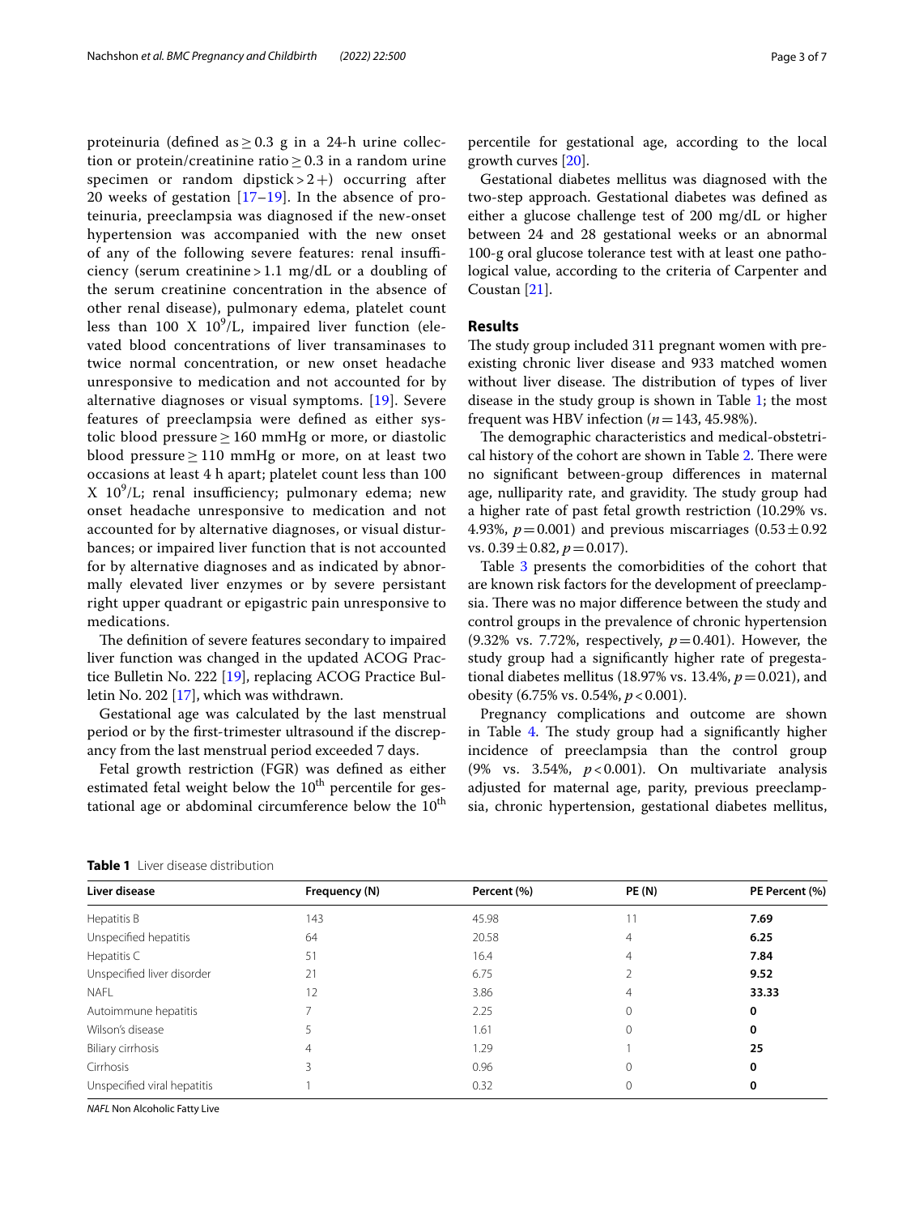proteinuria (defined as ≥ 0.3 g in a 24-h urine collection or protein/creatinine ratio ≥ 0.3 in a random urine specimen or random dipstick > 2 +) occurring after 20 weeks of gestation [17–19]. In the absence of proteinuria, preeclampsia was diagnosed if the new-onset hypertension was accompanied with the new onset of any of the following severe features: renal insufficiency (serum creatinine > 1.1 mg/dL or a doubling of the serum creatinine concentration in the absence of other renal disease), pulmonary edema, platelet count less than 100 X $10^9$/L, impaired liver function (elevated blood concentrations of liver transaminases to twice normal concentration, or new onset headache unresponsive to medication and not accounted for by alternative diagnoses or visual symptoms. [19]. Severe features of preeclampsia were defined as either systolic blood pressure ≥ 160 mmHg or more, or diastolic blood pressure ≥ 110 mmHg or more, on at least two occasions at least 4 h apart; platelet count less than 100 X $10^9$/L; renal insufficiency; pulmonary edema; new onset headache unresponsive to medication and not accounted for by alternative diagnoses, or visual disturbances; or impaired liver function that is not accounted for by alternative diagnoses and as indicated by abnormally elevated liver enzymes or by severe persistant right upper quadrant or epigastric pain unresponsive to medications.

The definition of severe features secondary to impaired liver function was changed in the updated ACOG Practice Bulletin No. 222 [19], replacing ACOG Practice Bulletin No. 202 [17], which was withdrawn.

Gestational age was calculated by the last menstrual period or by the first-trimester ultrasound if the discrepancy from the last menstrual period exceeded 7 days.

Fetal growth restriction (FGR) was defined as either estimated fetal weight below the $10^{th}$ percentile for gestational age or abdominal circumference below the $10^{th}$ percentile for gestational age, according to the local growth curves [20].

Gestational diabetes mellitus was diagnosed with the two-step approach. Gestational diabetes was defined as either a glucose challenge test of 200 mg/dL or higher between 24 and 28 gestational weeks or an abnormal 100-g oral glucose tolerance test with at least one pathological value, according to the criteria of Carpenter and Coustan [21].

## Results

The study group included 311 pregnant women with preexisting chronic liver disease and 933 matched women without liver disease. The distribution of types of liver disease in the study group is shown in Table 1; the most frequent was HBV infection ($n = 143$, 45.98%).

The demographic characteristics and medical-obstetrical history of the cohort are shown in Table 2. There were no significant between-group differences in maternal age, nulliparity rate, and gravidity. The study group had a higher rate of past fetal growth restriction (10.29% vs. 4.93%, $p = 0.001$) and previous miscarriages ($0.53 \pm 0.92$ vs. $0.39 \pm 0.82$, $p = 0.017$).

Table 3 presents the comorbidities of the cohort that are known risk factors for the development of preeclampsia. There was no major difference between the study and control groups in the prevalence of chronic hypertension (9.32% vs. 7.72%, respectively, $p = 0.401$). However, the study group had a significantly higher rate of pregestational diabetes mellitus (18.97% vs. 13.4%, $p = 0.021$), and obesity (6.75% vs. 0.54%, $p < 0.001$).

Pregnancy complications and outcome are shown in Table 4. The study group had a significantly higher incidence of preeclampsia than the control group (9% vs. 3.54%, $p < 0.001$). On multivariate analysis adjusted for maternal age, parity, previous preeclampsia, chronic hypertension, gestational diabetes mellitus,

**Table 1** Liver disease distribution

| Liver disease | Frequency (N) | Percent (%) | PE (N) | PE Percent (%) |
|---|---|---|---|---|
| Hepatitis B | 143 | 45.98 | 11 | **7.69** |
| Unspecified hepatitis | 64 | 20.58 | 4 | **6.25** |
| Hepatitis C | 51 | 16.4 | 4 | **7.84** |
| Unspecified liver disorder | 21 | 6.75 | 2 | **9.52** |
| NAFL | 12 | 3.86 | 4 | **33.33** |
| Autoimmune hepatitis | 7 | 2.25 | 0 | **0** |
| Wilson's disease | 5 | 1.61 | 0 | **0** |
| Biliary cirrhosis | 4 | 1.29 | 1 | **25** |
| Cirrhosis | 3 | 0.96 | 0 | **0** |
| Unspecified viral hepatitis | 1 | 0.32 | 0 | **0** |

*NAFL* Non Alcoholic Fatty Live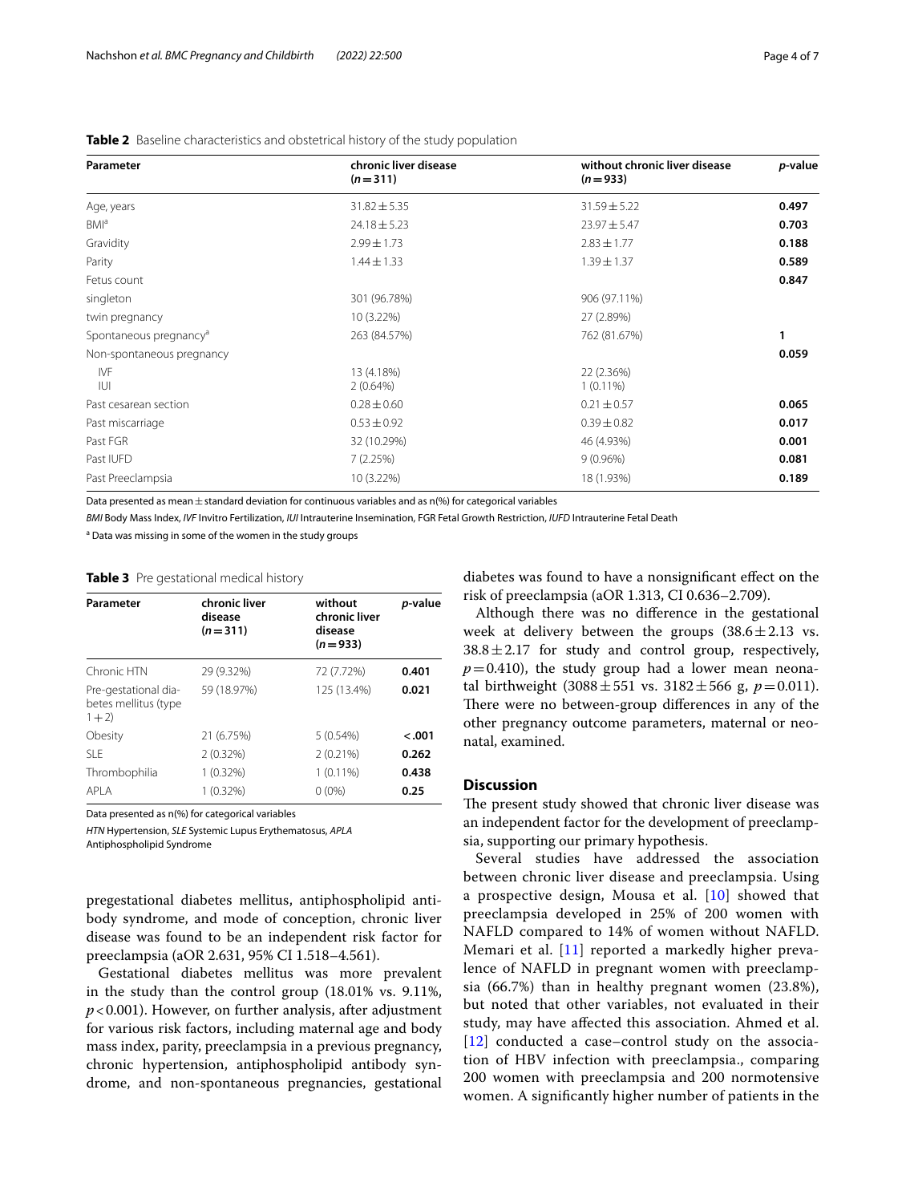**Table 2** Baseline characteristics and obstetrical history of the study population

| Parameter | chronic liver disease ($n=311$) | without chronic liver disease ($n=933$) | *p*-value |
|---|---|---|---|
| Age, years | 31.82 ± 5.35 | 31.59 ± 5.22 | **0.497** |
| BMI[a] | 24.18 ± 5.23 | 23.97 ± 5.47 | **0.703** |
| Gravidity | 2.99 ± 1.73 | 2.83 ± 1.77 | **0.188** |
| Parity | 1.44 ± 1.33 | 1.39 ± 1.37 | **0.589** |
| Fetus count | | | **0.847** |
| singleton | 301 (96.78%) | 906 (97.11%) | |
| twin pregnancy | 10 (3.22%) | 27 (2.89%) | |
| Spontaneous pregnancy[a] | 263 (84.57%) | 762 (81.67%) | **1** |
| Non-spontaneous pregnancy | | | **0.059** |
| IVF<br>IUI | 13 (4.18%)<br>2 (0.64%) | 22 (2.36%)<br>1 (0.11%) | |
| Past cesarean section | 0.28 ± 0.60 | 0.21 ± 0.57 | **0.065** |
| Past miscarriage | 0.53 ± 0.92 | 0.39 ± 0.82 | **0.017** |
| Past FGR | 32 (10.29%) | 46 (4.93%) | **0.001** |
| Past IUFD | 7 (2.25%) | 9 (0.96%) | **0.081** |
| Past Preeclampsia | 10 (3.22%) | 18 (1.93%) | **0.189** |

Data presented as mean ± standard deviation for continuous variables and as n(%) for categorical variables

*BMI* Body Mass Index, *IVF* Invitro Fertilization, *IUI* Intrauterine Insemination, FGR Fetal Growth Restriction, *IUFD* Intrauterine Fetal Death

[a] Data was missing in some of the women in the study groups

**Table 3** Pre gestational medical history

| Parameter | chronic liver disease ($n=311$) | without chronic liver disease ($n=933$) | *p*-value |
|---|---|---|---|
| Chronic HTN | 29 (9.32%) | 72 (7.72%) | **0.401** |
| Pre-gestational diabetes mellitus (type 1+2) | 59 (18.97%) | 125 (13.4%) | **0.021** |
| Obesity | 21 (6.75%) | 5 (0.54%) | **<.001** |
| SLE | 2 (0.32%) | 2 (0.21%) | **0.262** |
| Thrombophilia | 1 (0.32%) | 1 (0.11%) | **0.438** |
| APLA | 1 (0.32%) | 0 (0%) | **0.25** |

Data presented as n(%) for categorical variables

*HTN* Hypertension, *SLE* Systemic Lupus Erythematosus, *APLA* Antiphospholipid Syndrome

pregestational diabetes mellitus, antiphospholipid antibody syndrome, and mode of conception, chronic liver disease was found to be an independent risk factor for preeclampsia (aOR 2.631, 95% CI 1.518–4.561).

Gestational diabetes mellitus was more prevalent in the study than the control group (18.01% vs. 9.11%, $p<0.001$). However, on further analysis, after adjustment for various risk factors, including maternal age and body mass index, parity, preeclampsia in a previous pregnancy, chronic hypertension, antiphospholipid antibody syndrome, and non-spontaneous pregnancies, gestational diabetes was found to have a nonsignificant effect on the risk of preeclampsia (aOR 1.313, CI 0.636–2.709).

Although there was no difference in the gestational week at delivery between the groups (38.6 ± 2.13 vs. 38.8 ± 2.17 for study and control group, respectively, $p=0.410$), the study group had a lower mean neonatal birthweight (3088 ± 551 vs. 3182 ± 566 g, $p=0.011$). There were no between-group differences in any of the other pregnancy outcome parameters, maternal or neonatal, examined.

## Discussion

The present study showed that chronic liver disease was an independent factor for the development of preeclampsia, supporting our primary hypothesis.

Several studies have addressed the association between chronic liver disease and preeclampsia. Using a prospective design, Mousa et al. [10] showed that preeclampsia developed in 25% of 200 women with NAFLD compared to 14% of women without NAFLD. Memari et al. [11] reported a markedly higher prevalence of NAFLD in pregnant women with preeclampsia (66.7%) than in healthy pregnant women (23.8%), but noted that other variables, not evaluated in their study, may have affected this association. Ahmed et al. [12] conducted a case–control study on the association of HBV infection with preeclampsia., comparing 200 women with preeclampsia and 200 normotensive women. A significantly higher number of patients in the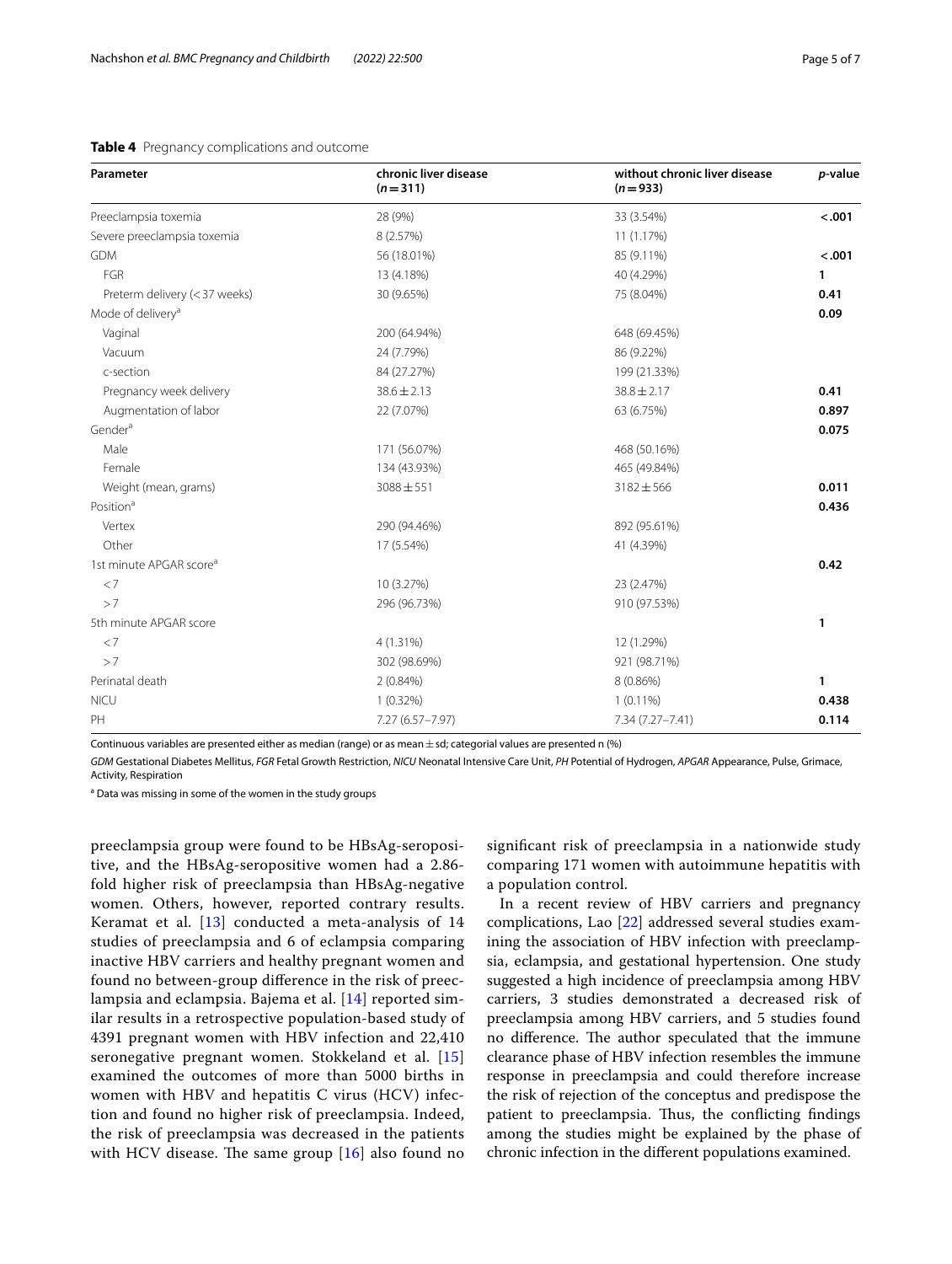**Table 4** Pregnancy complications and outcome

| Parameter | chronic liver disease ($n=311$) | without chronic liver disease ($n=933$) | *p*-value |
|---|---|---|---|
| Preeclampsia toxemia | 28 (9%) | 33 (3.54%) | **<.001** |
| Severe preeclampsia toxemia | 8 (2.57%) | 11 (1.17%) | |
| GDM | 56 (18.01%) | 85 (9.11%) | **<.001** |
| FGR | 13 (4.18%) | 40 (4.29%) | **1** |
| Preterm delivery (<37 weeks) | 30 (9.65%) | 75 (8.04%) | **0.41** |
| Mode of delivery[a] | | | **0.09** |
| Vaginal | 200 (64.94%) | 648 (69.45%) | |
| Vacuum | 24 (7.79%) | 86 (9.22%) | |
| c-section | 84 (27.27%) | 199 (21.33%) | |
| Pregnancy week delivery | 38.6 ± 2.13 | 38.8 ± 2.17 | **0.41** |
| Augmentation of labor | 22 (7.07%) | 63 (6.75%) | **0.897** |
| Gender[a] | | | **0.075** |
| Male | 171 (56.07%) | 468 (50.16%) | |
| Female | 134 (43.93%) | 465 (49.84%) | |
| Weight (mean, grams) | 3088 ± 551 | 3182 ± 566 | **0.011** |
| Position[a] | | | **0.436** |
| Vertex | 290 (94.46%) | 892 (95.61%) | |
| Other | 17 (5.54%) | 41 (4.39%) | |
| 1st minute APGAR score[a] | | | **0.42** |
| <7 | 10 (3.27%) | 23 (2.47%) | |
| >7 | 296 (96.73%) | 910 (97.53%) | |
| 5th minute APGAR score | | | **1** |
| <7 | 4 (1.31%) | 12 (1.29%) | |
| >7 | 302 (98.69%) | 921 (98.71%) | |
| Perinatal death | 2 (0.84%) | 8 (0.86%) | **1** |
| NICU | 1 (0.32%) | 1 (0.11%) | **0.438** |
| PH | 7.27 (6.57–7.97) | 7.34 (7.27–7.41) | **0.114** |

Continuous variables are presented either as median (range) or as mean ± sd; categorial values are presented n (%)

*GDM* Gestational Diabetes Mellitus, *FGR* Fetal Growth Restriction, *NICU* Neonatal Intensive Care Unit, *PH* Potential of Hydrogen, *APGAR* Appearance, Pulse, Grimace, Activity, Respiration

[a] Data was missing in some of the women in the study groups

preeclampsia group were found to be HBsAg-seropositive, and the HBsAg-seropositive women had a 2.86-fold higher risk of preeclampsia than HBsAg-negative women. Others, however, reported contrary results. Keramat et al. [13] conducted a meta-analysis of 14 studies of preeclampsia and 6 of eclampsia comparing inactive HBV carriers and healthy pregnant women and found no between-group difference in the risk of preeclampsia and eclampsia. Bajema et al. [14] reported similar results in a retrospective population-based study of 4391 pregnant women with HBV infection and 22,410 seronegative pregnant women. Stokkeland et al. [15] examined the outcomes of more than 5000 births in women with HBV and hepatitis C virus (HCV) infection and found no higher risk of preeclampsia. Indeed, the risk of preeclampsia was decreased in the patients with HCV disease. The same group [16] also found no significant risk of preeclampsia in a nationwide study comparing 171 women with autoimmune hepatitis with a population control.

In a recent review of HBV carriers and pregnancy complications, Lao [22] addressed several studies examining the association of HBV infection with preeclampsia, eclampsia, and gestational hypertension. One study suggested a high incidence of preeclampsia among HBV carriers, 3 studies demonstrated a decreased risk of preeclampsia among HBV carriers, and 5 studies found no difference. The author speculated that the immune clearance phase of HBV infection resembles the immune response in preeclampsia and could therefore increase the risk of rejection of the conceptus and predispose the patient to preeclampsia. Thus, the conflicting findings among the studies might be explained by the phase of chronic infection in the different populations examined.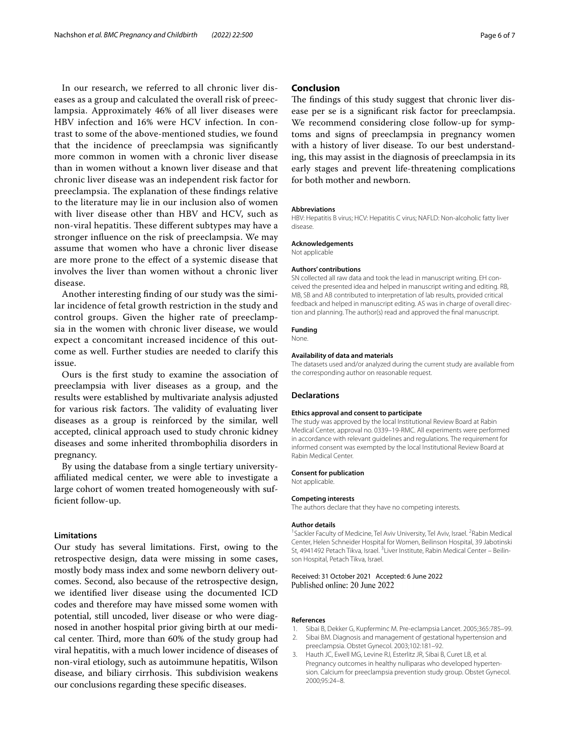In our research, we referred to all chronic liver diseases as a group and calculated the overall risk of preeclampsia. Approximately 46% of all liver diseases were HBV infection and 16% were HCV infection. In contrast to some of the above-mentioned studies, we found that the incidence of preeclampsia was significantly more common in women with a chronic liver disease than in women without a known liver disease and that chronic liver disease was an independent risk factor for preeclampsia. The explanation of these findings relative to the literature may lie in our inclusion also of women with liver disease other than HBV and HCV, such as non-viral hepatitis. These different subtypes may have a stronger influence on the risk of preeclampsia. We may assume that women who have a chronic liver disease are more prone to the effect of a systemic disease that involves the liver than women without a chronic liver disease.

Another interesting finding of our study was the similar incidence of fetal growth restriction in the study and control groups. Given the higher rate of preeclampsia in the women with chronic liver disease, we would expect a concomitant increased incidence of this outcome as well. Further studies are needed to clarify this issue.

Ours is the first study to examine the association of preeclampsia with liver diseases as a group, and the results were established by multivariate analysis adjusted for various risk factors. The validity of evaluating liver diseases as a group is reinforced by the similar, well accepted, clinical approach used to study chronic kidney diseases and some inherited thrombophilia disorders in pregnancy.

By using the database from a single tertiary university-affiliated medical center, we were able to investigate a large cohort of women treated homogeneously with sufficient follow-up.

### Limitations

Our study has several limitations. First, owing to the retrospective design, data were missing in some cases, mostly body mass index and some newborn delivery outcomes. Second, also because of the retrospective design, we identified liver disease using the documented ICD codes and therefore may have missed some women with potential, still uncoded, liver disease or who were diagnosed in another hospital prior giving birth at our medical center. Third, more than 60% of the study group had viral hepatitis, with a much lower incidence of diseases of non-viral etiology, such as autoimmune hepatitis, Wilson disease, and biliary cirrhosis. This subdivision weakens our conclusions regarding these specific diseases.

## Conclusion

The findings of this study suggest that chronic liver disease per se is a significant risk factor for preeclampsia. We recommend considering close follow-up for symptoms and signs of preeclampsia in pregnancy women with a history of liver disease. To our best understanding, this may assist in the diagnosis of preeclampsia in its early stages and prevent life-threatening complications for both mother and newborn.

#### Abbreviations

HBV: Hepatitis B virus; HCV: Hepatitis C virus; NAFLD: Non-alcoholic fatty liver disease.

#### Acknowledgements

Not applicable

#### Authors' contributions

SN collected all raw data and took the lead in manuscript writing. EH conceived the presented idea and helped in manuscript writing and editing. RB, MB, SB and AB contributed to interpretation of lab results, provided critical feedback and helped in manuscript editing. AS was in charge of overall direction and planning. The author(s) read and approved the final manuscript.

#### Funding

None.

#### Availability of data and materials

The datasets used and/or analyzed during the current study are available from the corresponding author on reasonable request.

### Declarations

#### Ethics approval and consent to participate

The study was approved by the local Institutional Review Board at Rabin Medical Center, approval no. 0339–19-RMC. All experiments were performed in accordance with relevant guidelines and regulations. The requirement for informed consent was exempted by the local Institutional Review Board at Rabin Medical Center.

#### Consent for publication

Not applicable.

#### Competing interests

The authors declare that they have no competing interests.

#### Author details

[1]Sackler Faculty of Medicine, Tel Aviv University, Tel Aviv, Israel. [2]Rabin Medical Center, Helen Schneider Hospital for Women, Beilinson Hospital, 39 Jabotinski St, 4941492 Petach Tikva, Israel. [3]Liver Institute, Rabin Medical Center – Beilinson Hospital, Petach Tikva, Israel.

Received: 31 October 2021 Accepted: 6 June 2022
Published online: 20 June 2022

#### References

1. Sibai B, Dekker G, Kupferminc M. Pre-eclampsia Lancet. 2005;365:785–99.
2. Sibai BM. Diagnosis and management of gestational hypertension and preeclampsia. Obstet Gynecol. 2003;102:181–92.
3. Hauth JC, Ewell MG, Levine RJ, Esterlitz JR, Sibai B, Curet LB, et al. Pregnancy outcomes in healthy nulliparas who developed hypertension. Calcium for preeclampsia prevention study group. Obstet Gynecol. 2000;95:24–8.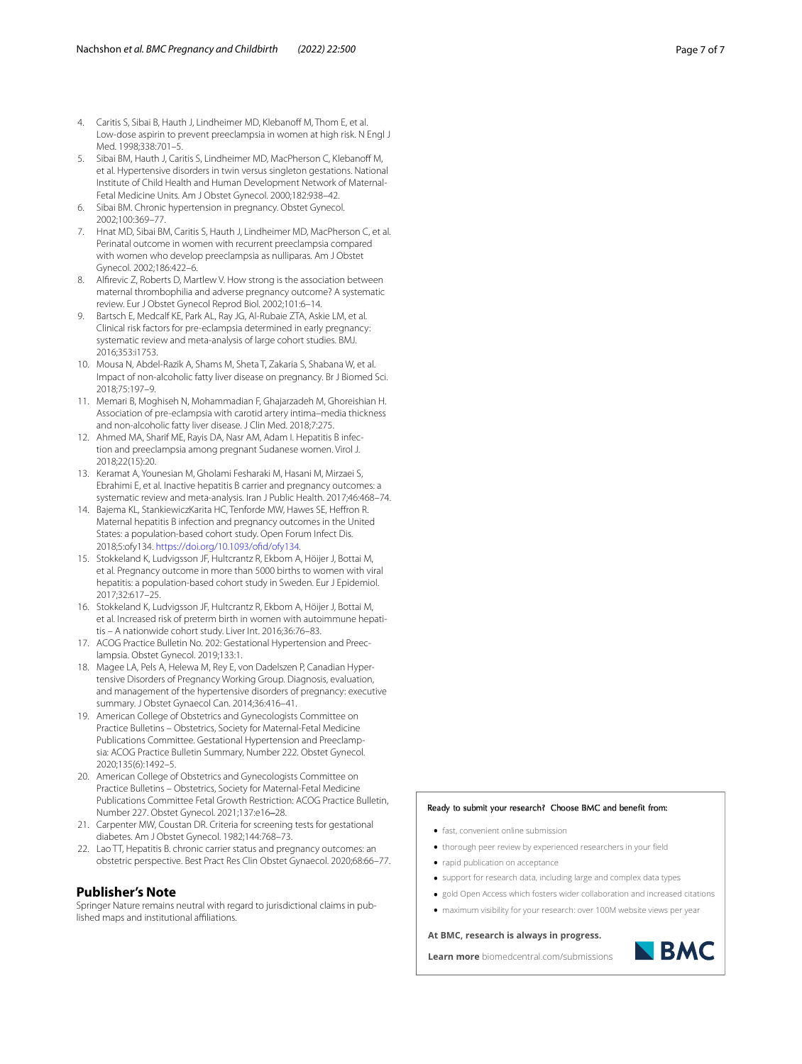4. Caritis S, Sibai B, Hauth J, Lindheimer MD, Klebanoff M, Thom E, et al. Low-dose aspirin to prevent preeclampsia in women at high risk. N Engl J Med. 1998;338:701–5.
5. Sibai BM, Hauth J, Caritis S, Lindheimer MD, MacPherson C, Klebanoff M, et al. Hypertensive disorders in twin versus singleton gestations. National Institute of Child Health and Human Development Network of Maternal-Fetal Medicine Units. Am J Obstet Gynecol. 2000;182:938–42.
6. Sibai BM. Chronic hypertension in pregnancy. Obstet Gynecol. 2002;100:369–77.
7. Hnat MD, Sibai BM, Caritis S, Hauth J, Lindheimer MD, MacPherson C, et al. Perinatal outcome in women with recurrent preeclampsia compared with women who develop preeclampsia as nulliparas. Am J Obstet Gynecol. 2002;186:422–6.
8. Alfirevic Z, Roberts D, Martlew V. How strong is the association between maternal thrombophilia and adverse pregnancy outcome? A systematic review. Eur J Obstet Gynecol Reprod Biol. 2002;101:6–14.
9. Bartsch E, Medcalf KE, Park AL, Ray JG, Al-Rubaie ZTA, Askie LM, et al. Clinical risk factors for pre-eclampsia determined in early pregnancy: systematic review and meta-analysis of large cohort studies. BMJ. 2016;353:i1753.
10. Mousa N, Abdel-Razik A, Shams M, Sheta T, Zakaria S, Shabana W, et al. Impact of non-alcoholic fatty liver disease on pregnancy. Br J Biomed Sci. 2018;75:197–9.
11. Memari B, Moghiseh N, Mohammadian F, Ghajarzadeh M, Ghoreishian H. Association of pre-eclampsia with carotid artery intima–media thickness and non-alcoholic fatty liver disease. J Clin Med. 2018;7:275.
12. Ahmed MA, Sharif ME, Rayis DA, Nasr AM, Adam I. Hepatitis B infection and preeclampsia among pregnant Sudanese women. Virol J. 2018;22(15):20.
13. Keramat A, Younesian M, Gholami Fesharaki M, Hasani M, Mirzaei S, Ebrahimi E, et al. Inactive hepatitis B carrier and pregnancy outcomes: a systematic review and meta-analysis. Iran J Public Health. 2017;46:468–74.
14. Bajema KL, StankiewiczKarita HC, Tenforde MW, Hawes SE, Heffron R. Maternal hepatitis B infection and pregnancy outcomes in the United States: a population-based cohort study. Open Forum Infect Dis. 2018;5:ofy134. https://doi.org/10.1093/ofid/ofy134.
15. Stokkeland K, Ludvigsson JF, Hultcrantz R, Ekbom A, Höijer J, Bottai M, et al. Pregnancy outcome in more than 5000 births to women with viral hepatitis: a population-based cohort study in Sweden. Eur J Epidemiol. 2017;32:617–25.
16. Stokkeland K, Ludvigsson JF, Hultcrantz R, Ekbom A, Höijer J, Bottai M, et al. Increased risk of preterm birth in women with autoimmune hepatitis – A nationwide cohort study. Liver Int. 2016;36:76–83.
17. ACOG Practice Bulletin No. 202: Gestational Hypertension and Preeclampsia. Obstet Gynecol. 2019;133:1.
18. Magee LA, Pels A, Helewa M, Rey E, von Dadelszen P, Canadian Hypertensive Disorders of Pregnancy Working Group. Diagnosis, evaluation, and management of the hypertensive disorders of pregnancy: executive summary. J Obstet Gynaecol Can. 2014;36:416–41.
19. American College of Obstetrics and Gynecologists Committee on Practice Bulletins – Obstetrics, Society for Maternal-Fetal Medicine Publications Committee. Gestational Hypertension and Preeclampsia: ACOG Practice Bulletin Summary, Number 222. Obstet Gynecol. 2020;135(6):1492–5.
20. American College of Obstetrics and Gynecologists Committee on Practice Bulletins – Obstetrics, Society for Maternal-Fetal Medicine Publications Committee Fetal Growth Restriction: ACOG Practice Bulletin, Number 227. Obstet Gynecol. 2021;137:e16–28.
21. Carpenter MW, Coustan DR. Criteria for screening tests for gestational diabetes. Am J Obstet Gynecol. 1982;144:768–73.
22. Lao TT, Hepatitis B. chronic carrier status and pregnancy outcomes: an obstetric perspective. Best Pract Res Clin Obstet Gynaecol. 2020;68:66–77.

## Publisher's Note

Springer Nature remains neutral with regard to jurisdictional claims in published maps and institutional affiliations.

Ready to submit your research? Choose BMC and benefit from:

- fast, convenient online submission
- thorough peer review by experienced researchers in your field
- rapid publication on acceptance
- support for research data, including large and complex data types
- gold Open Access which fosters wider collaboration and increased citations
- maximum visibility for your research: over 100M website views per year

**At BMC, research is always in progress.**

**Learn more** biomedcentral.com/submissions